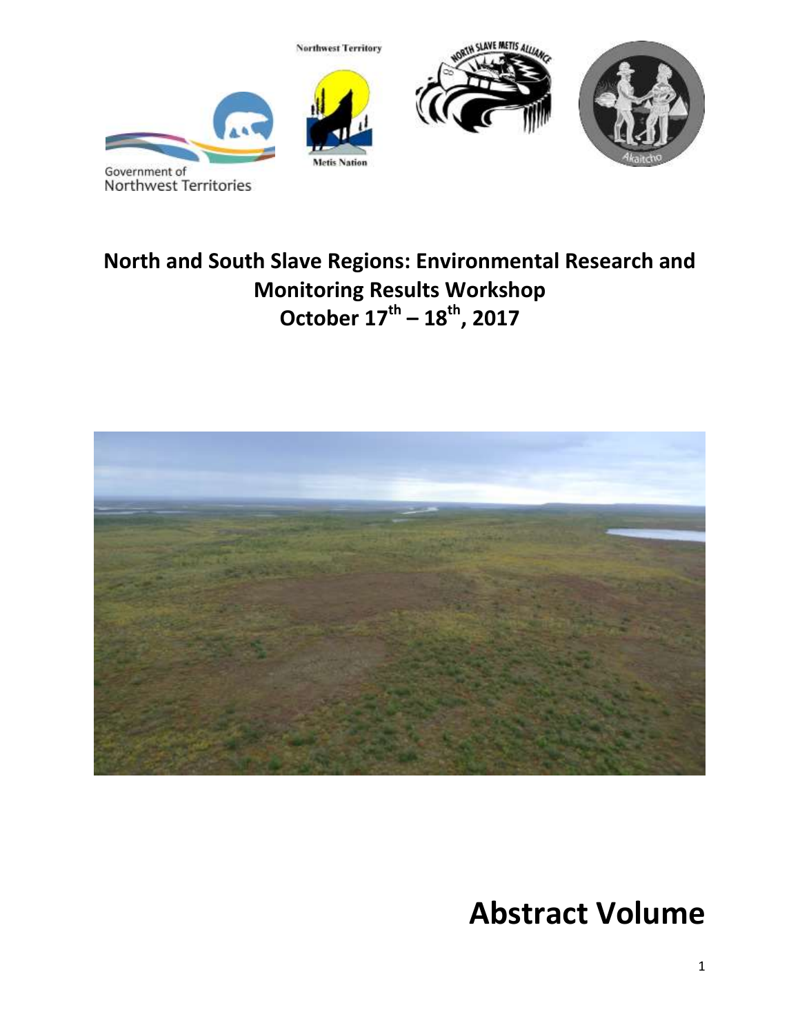# North and South Slave Regions: Environmental Research and Monitoring Results Workshop

## October 17th – 18th, 2017

# Abstract Volume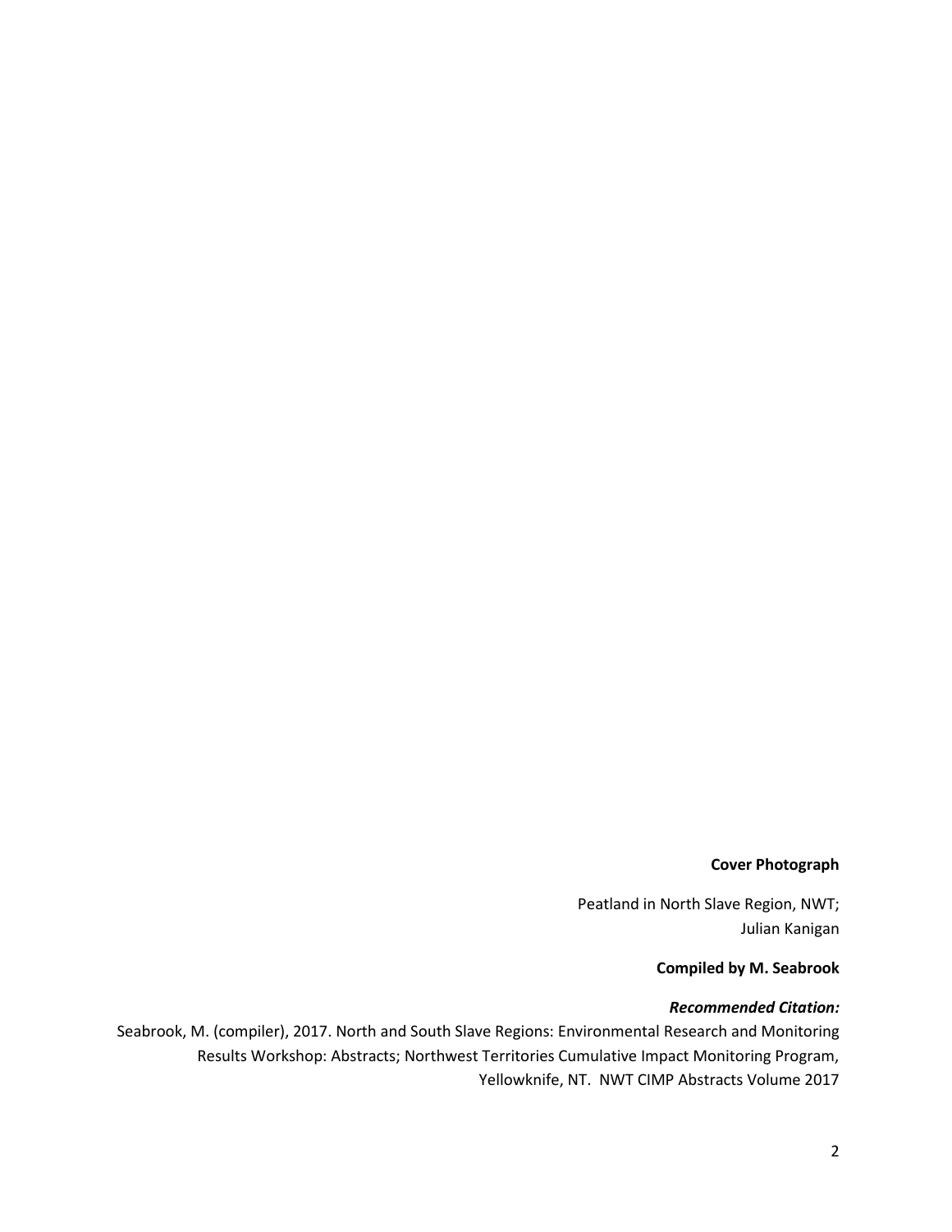**Cover Photograph**

Peatland in North Slave Region, NWT;
Julian Kanigan

**Compiled by M. Seabrook**

***Recommended Citation:***

Seabrook, M. (compiler), 2017. North and South Slave Regions: Environmental Research and Monitoring Results Workshop: Abstracts; Northwest Territories Cumulative Impact Monitoring Program, Yellowknife, NT. NWT CIMP Abstracts Volume 2017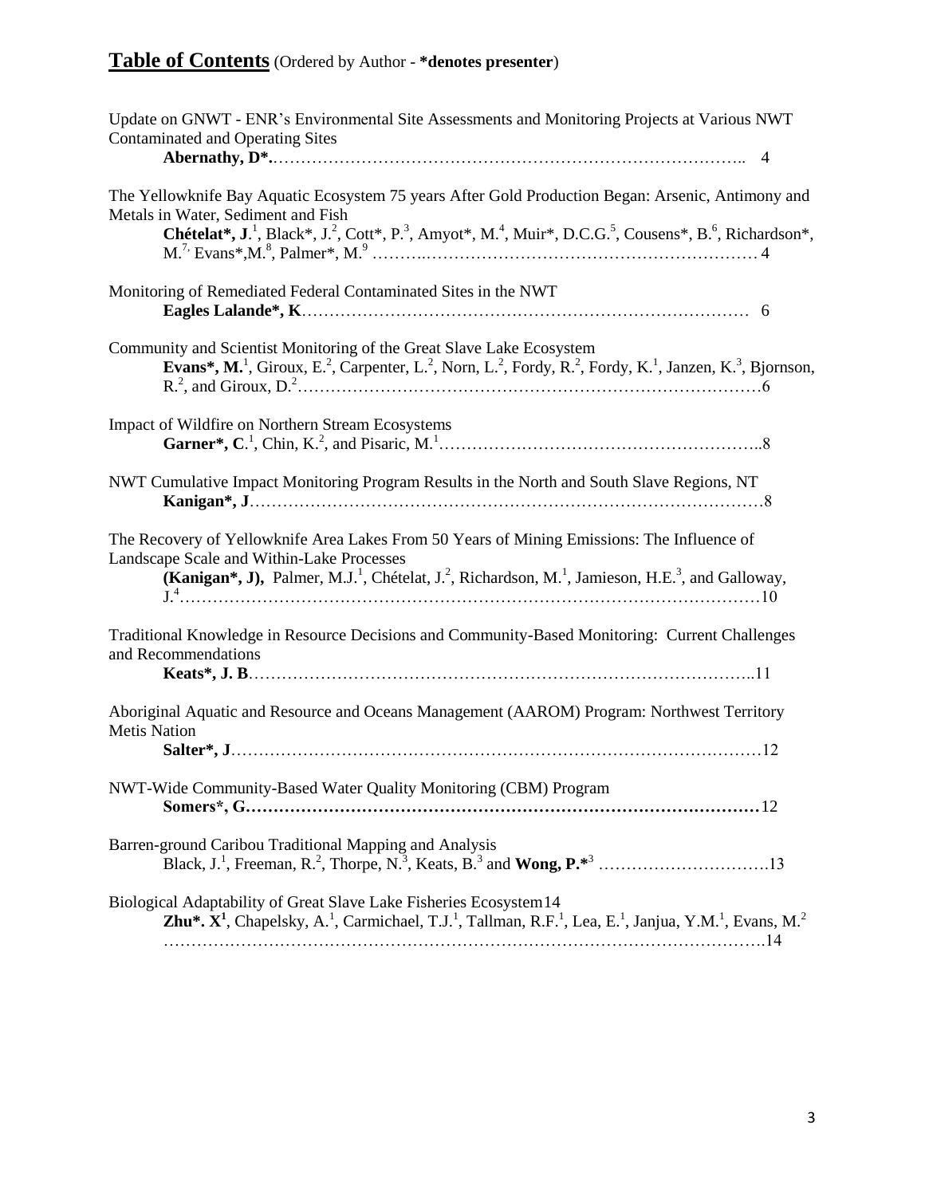# **Table of Contents** (Ordered by Author - **\*denotes presenter**)

Update on GNWT - ENR's Environmental Site Assessments and Monitoring Projects at Various NWT Contaminated and Operating Sites
**Abernathy, D\***.…………………………………………………………………………….. 4

The Yellowknife Bay Aquatic Ecosystem 75 years After Gold Production Began: Arsenic, Antimony and Metals in Water, Sediment and Fish
**Chételat\*, J**.[1], Black\*, J.[2], Cott\*, P.[3], Amyot\*, M.[4], Muir\*, D.C.G.[5], Cousens\*, B.[6], Richardson\*, M.[7], Evans\*,M.[8], Palmer\*, M.[9] ……….………………………………………………… 4

Monitoring of Remediated Federal Contaminated Sites in the NWT
**Eagles Lalande\*, K**……………………………………………………………………… 6

Community and Scientist Monitoring of the Great Slave Lake Ecosystem
**Evans\*, M.**[1], Giroux, E.[2], Carpenter, L.[2], Norn, L.[2], Fordy, R.[2], Fordy, K.[1], Janzen, K.[3], Bjornson, R.[2], and Giroux, D.[2]……………………………………………………………………………6

Impact of Wildfire on Northern Stream Ecosystems
**Garner\*, C**.[1], Chin, K.[2], and Pisaric, M.[1]…………………………………………………..8

NWT Cumulative Impact Monitoring Program Results in the North and South Slave Regions, NT
**Kanigan\*, J**…………………………………………………………………………………8

The Recovery of Yellowknife Area Lakes From 50 Years of Mining Emissions: The Influence of Landscape Scale and Within-Lake Processes
**(Kanigan\*, J)**, Palmer, M.J.[1], Chételat, J.[2], Richardson, M.[1], Jamieson, H.E.[3], and Galloway, J.[4]…………………………………………………………………………………………10

Traditional Knowledge in Resource Decisions and Community-Based Monitoring: Current Challenges and Recommendations
**Keats\*, J. B**………………………………………………………………………………..11

Aboriginal Aquatic and Resource and Oceans Management (AAROM) Program: Northwest Territory Metis Nation
**Salter\*, J**……………………………………………………………………………………12

NWT-Wide Community-Based Water Quality Monitoring (CBM) Program
**Somers\*, G……………………………………………………………………………………**12

Barren-ground Caribou Traditional Mapping and Analysis
Black, J.[1], Freeman, R.[2], Thorpe, N.[3], Keats, B.[3] and **Wong, P.\***[3] ………………………….13

Biological Adaptability of Great Slave Lake Fisheries Ecosystem14
**Zhu\*. X[1]**, Chapelsky, A.[1], Carmichael, T.J.[1], Tallman, R.F.[1], Lea, E.[1], Janjua, Y.M.[1], Evans, M.[2] ……………………………………………………………………………………………….14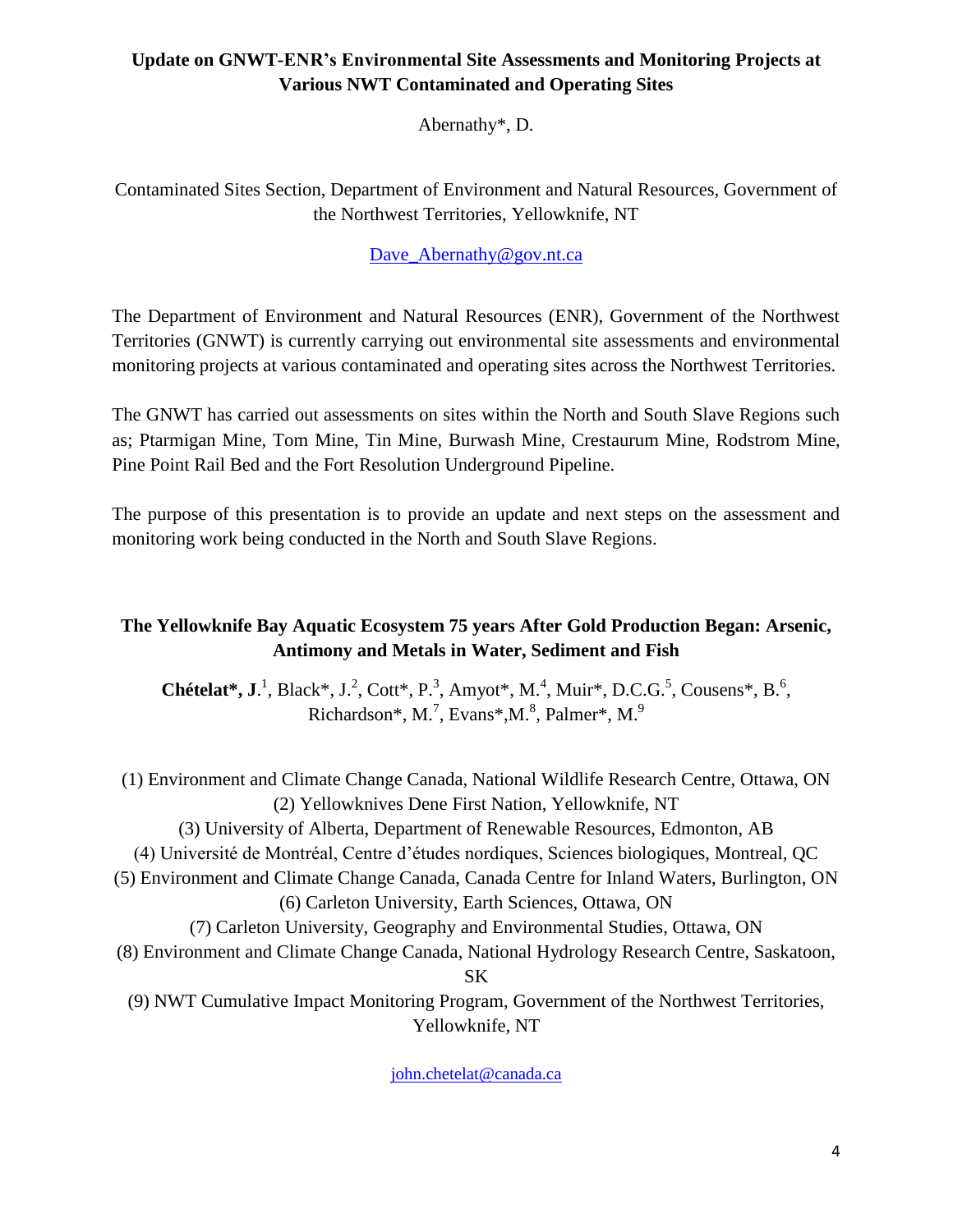## Update on GNWT-ENR's Environmental Site Assessments and Monitoring Projects at Various NWT Contaminated and Operating Sites

Abernathy*, D.

Contaminated Sites Section, Department of Environment and Natural Resources, Government of the Northwest Territories, Yellowknife, NT

Dave_Abernathy@gov.nt.ca

The Department of Environment and Natural Resources (ENR), Government of the Northwest Territories (GNWT) is currently carrying out environmental site assessments and environmental monitoring projects at various contaminated and operating sites across the Northwest Territories.

The GNWT has carried out assessments on sites within the North and South Slave Regions such as; Ptarmigan Mine, Tom Mine, Tin Mine, Burwash Mine, Crestaurum Mine, Rodstrom Mine, Pine Point Rail Bed and the Fort Resolution Underground Pipeline.

The purpose of this presentation is to provide an update and next steps on the assessment and monitoring work being conducted in the North and South Slave Regions.

## The Yellowknife Bay Aquatic Ecosystem 75 years After Gold Production Began: Arsenic, Antimony and Metals in Water, Sediment and Fish

**Chételat*, J**.[1], Black*, J.[2], Cott*, P.[3], Amyot*, M.[4], Muir*, D.C.G.[5], Cousens*, B.[6], Richardson*, M.[7], Evans*,M.[8], Palmer*, M.[9]

(1) Environment and Climate Change Canada, National Wildlife Research Centre, Ottawa, ON
(2) Yellowknives Dene First Nation, Yellowknife, NT
(3) University of Alberta, Department of Renewable Resources, Edmonton, AB
(4) Université de Montréal, Centre d'études nordiques, Sciences biologiques, Montreal, QC
(5) Environment and Climate Change Canada, Canada Centre for Inland Waters, Burlington, ON
(6) Carleton University, Earth Sciences, Ottawa, ON
(7) Carleton University, Geography and Environmental Studies, Ottawa, ON
(8) Environment and Climate Change Canada, National Hydrology Research Centre, Saskatoon, SK
(9) NWT Cumulative Impact Monitoring Program, Government of the Northwest Territories, Yellowknife, NT

john.chetelat@canada.ca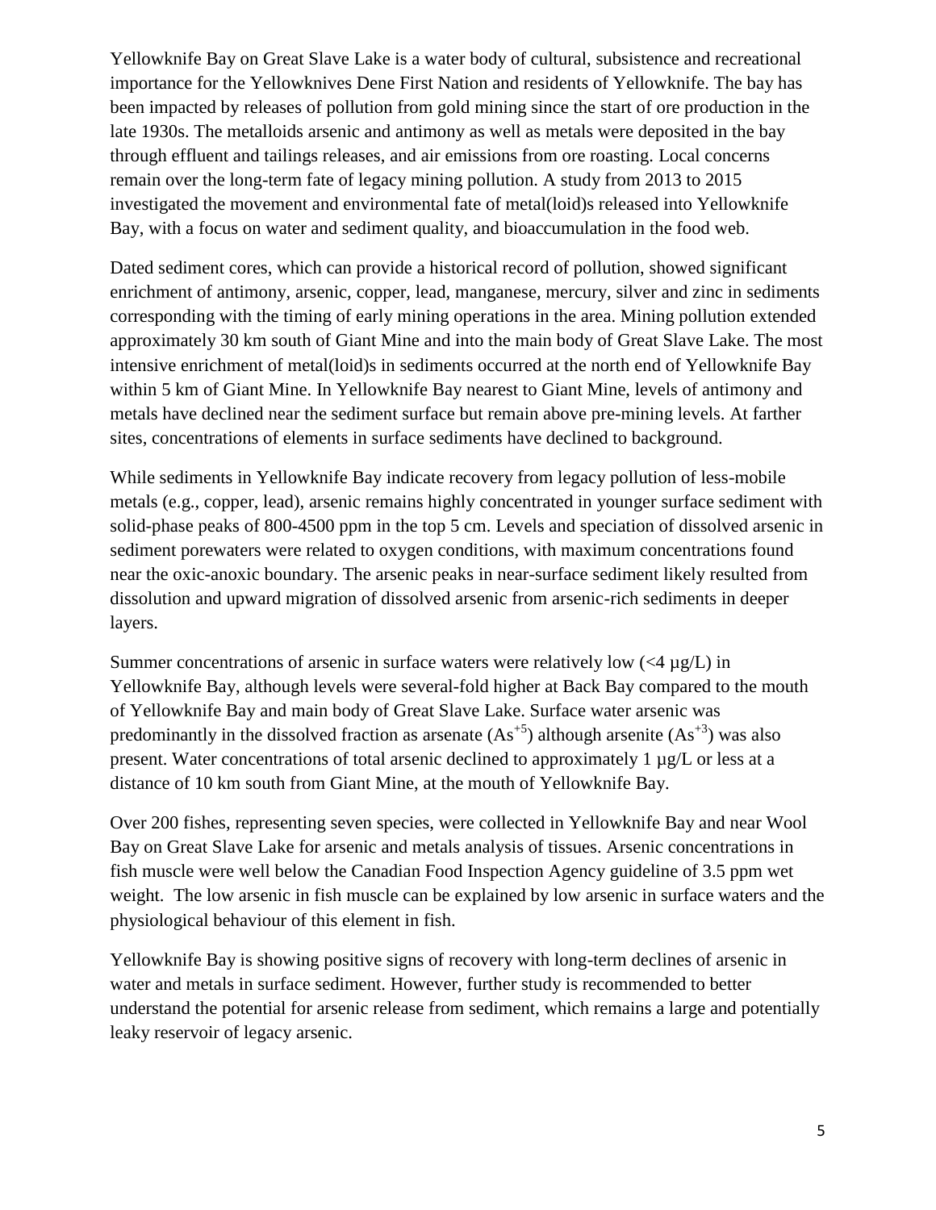Yellowknife Bay on Great Slave Lake is a water body of cultural, subsistence and recreational importance for the Yellowknives Dene First Nation and residents of Yellowknife. The bay has been impacted by releases of pollution from gold mining since the start of ore production in the late 1930s. The metalloids arsenic and antimony as well as metals were deposited in the bay through effluent and tailings releases, and air emissions from ore roasting. Local concerns remain over the long-term fate of legacy mining pollution. A study from 2013 to 2015 investigated the movement and environmental fate of metal(loid)s released into Yellowknife Bay, with a focus on water and sediment quality, and bioaccumulation in the food web.

Dated sediment cores, which can provide a historical record of pollution, showed significant enrichment of antimony, arsenic, copper, lead, manganese, mercury, silver and zinc in sediments corresponding with the timing of early mining operations in the area. Mining pollution extended approximately 30 km south of Giant Mine and into the main body of Great Slave Lake. The most intensive enrichment of metal(loid)s in sediments occurred at the north end of Yellowknife Bay within 5 km of Giant Mine. In Yellowknife Bay nearest to Giant Mine, levels of antimony and metals have declined near the sediment surface but remain above pre-mining levels. At farther sites, concentrations of elements in surface sediments have declined to background.

While sediments in Yellowknife Bay indicate recovery from legacy pollution of less-mobile metals (e.g., copper, lead), arsenic remains highly concentrated in younger surface sediment with solid-phase peaks of 800-4500 ppm in the top 5 cm. Levels and speciation of dissolved arsenic in sediment porewaters were related to oxygen conditions, with maximum concentrations found near the oxic-anoxic boundary. The arsenic peaks in near-surface sediment likely resulted from dissolution and upward migration of dissolved arsenic from arsenic-rich sediments in deeper layers.

Summer concentrations of arsenic in surface waters were relatively low (<4 µg/L) in Yellowknife Bay, although levels were several-fold higher at Back Bay compared to the mouth of Yellowknife Bay and main body of Great Slave Lake. Surface water arsenic was predominantly in the dissolved fraction as arsenate ($As^{+5}$) although arsenite ($As^{+3}$) was also present. Water concentrations of total arsenic declined to approximately 1 µg/L or less at a distance of 10 km south from Giant Mine, at the mouth of Yellowknife Bay.

Over 200 fishes, representing seven species, were collected in Yellowknife Bay and near Wool Bay on Great Slave Lake for arsenic and metals analysis of tissues. Arsenic concentrations in fish muscle were well below the Canadian Food Inspection Agency guideline of 3.5 ppm wet weight. The low arsenic in fish muscle can be explained by low arsenic in surface waters and the physiological behaviour of this element in fish.

Yellowknife Bay is showing positive signs of recovery with long-term declines of arsenic in water and metals in surface sediment. However, further study is recommended to better understand the potential for arsenic release from sediment, which remains a large and potentially leaky reservoir of legacy arsenic.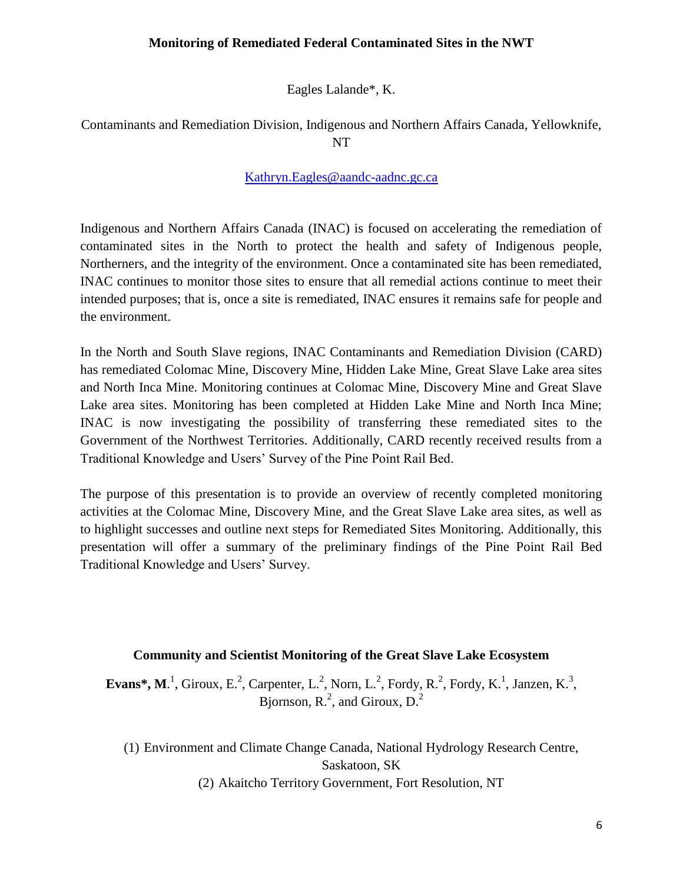## Monitoring of Remediated Federal Contaminated Sites in the NWT

Eagles Lalande*, K.

Contaminants and Remediation Division, Indigenous and Northern Affairs Canada, Yellowknife, NT

Kathryn.Eagles@aandc-aadnc.gc.ca

Indigenous and Northern Affairs Canada (INAC) is focused on accelerating the remediation of contaminated sites in the North to protect the health and safety of Indigenous people, Northerners, and the integrity of the environment. Once a contaminated site has been remediated, INAC continues to monitor those sites to ensure that all remedial actions continue to meet their intended purposes; that is, once a site is remediated, INAC ensures it remains safe for people and the environment.

In the North and South Slave regions, INAC Contaminants and Remediation Division (CARD) has remediated Colomac Mine, Discovery Mine, Hidden Lake Mine, Great Slave Lake area sites and North Inca Mine. Monitoring continues at Colomac Mine, Discovery Mine and Great Slave Lake area sites. Monitoring has been completed at Hidden Lake Mine and North Inca Mine; INAC is now investigating the possibility of transferring these remediated sites to the Government of the Northwest Territories. Additionally, CARD recently received results from a Traditional Knowledge and Users' Survey of the Pine Point Rail Bed.

The purpose of this presentation is to provide an overview of recently completed monitoring activities at the Colomac Mine, Discovery Mine, and the Great Slave Lake area sites, as well as to highlight successes and outline next steps for Remediated Sites Monitoring. Additionally, this presentation will offer a summary of the preliminary findings of the Pine Point Rail Bed Traditional Knowledge and Users' Survey.

## Community and Scientist Monitoring of the Great Slave Lake Ecosystem

**Evans*, M.**[1], Giroux, E.[2], Carpenter, L.[2], Norn, L.[2], Fordy, R.[2], Fordy, K.[1], Janzen, K.[3], Bjornson, R.[2], and Giroux, D.[2]

(1) Environment and Climate Change Canada, National Hydrology Research Centre, Saskatoon, SK
(2) Akaitcho Territory Government, Fort Resolution, NT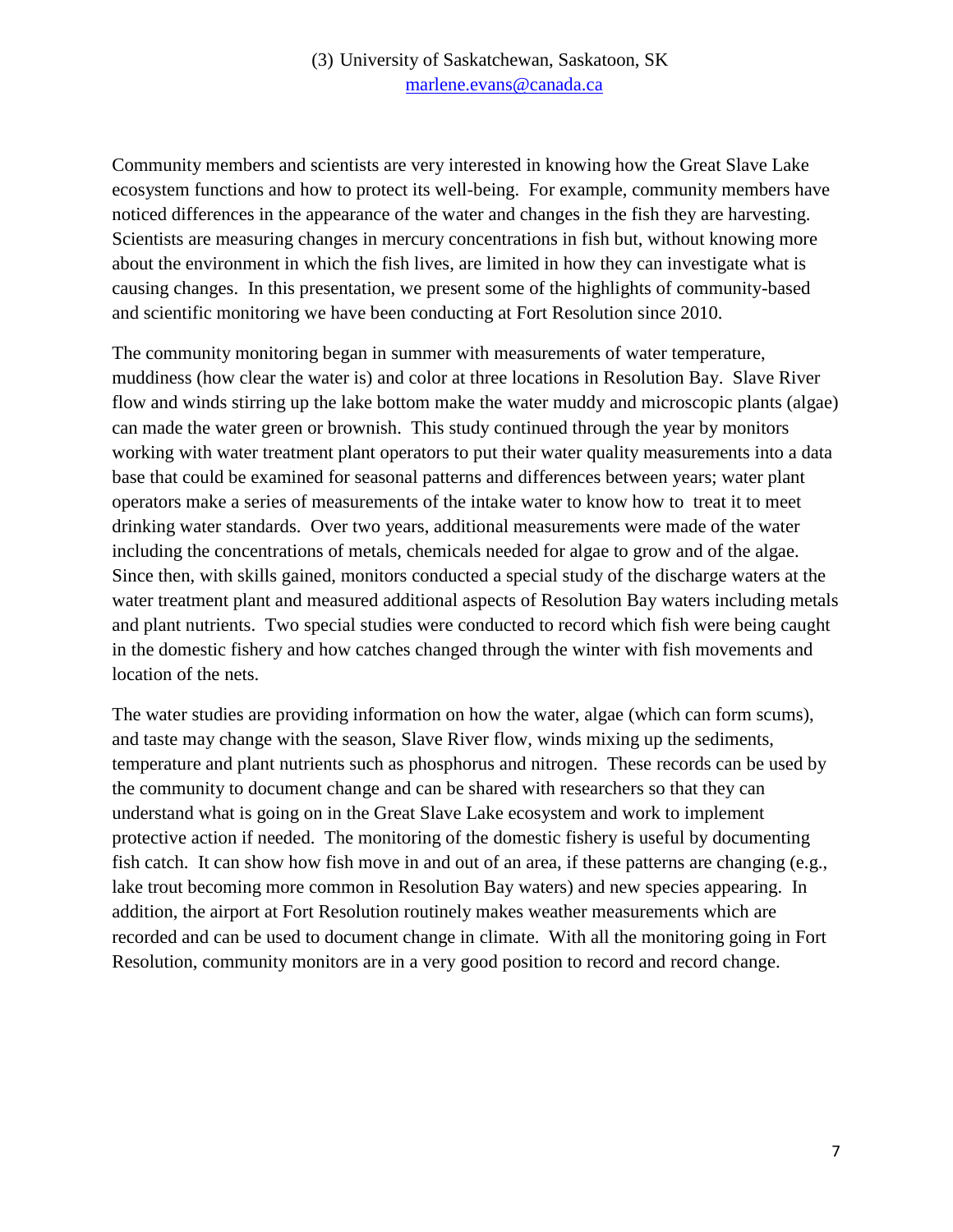(3) University of Saskatchewan, Saskatoon, SK
marlene.evans@canada.ca

Community members and scientists are very interested in knowing how the Great Slave Lake ecosystem functions and how to protect its well-being. For example, community members have noticed differences in the appearance of the water and changes in the fish they are harvesting. Scientists are measuring changes in mercury concentrations in fish but, without knowing more about the environment in which the fish lives, are limited in how they can investigate what is causing changes. In this presentation, we present some of the highlights of community-based and scientific monitoring we have been conducting at Fort Resolution since 2010.

The community monitoring began in summer with measurements of water temperature, muddiness (how clear the water is) and color at three locations in Resolution Bay. Slave River flow and winds stirring up the lake bottom make the water muddy and microscopic plants (algae) can made the water green or brownish. This study continued through the year by monitors working with water treatment plant operators to put their water quality measurements into a data base that could be examined for seasonal patterns and differences between years; water plant operators make a series of measurements of the intake water to know how to treat it to meet drinking water standards. Over two years, additional measurements were made of the water including the concentrations of metals, chemicals needed for algae to grow and of the algae. Since then, with skills gained, monitors conducted a special study of the discharge waters at the water treatment plant and measured additional aspects of Resolution Bay waters including metals and plant nutrients. Two special studies were conducted to record which fish were being caught in the domestic fishery and how catches changed through the winter with fish movements and location of the nets.

The water studies are providing information on how the water, algae (which can form scums), and taste may change with the season, Slave River flow, winds mixing up the sediments, temperature and plant nutrients such as phosphorus and nitrogen. These records can be used by the community to document change and can be shared with researchers so that they can understand what is going on in the Great Slave Lake ecosystem and work to implement protective action if needed. The monitoring of the domestic fishery is useful by documenting fish catch. It can show how fish move in and out of an area, if these patterns are changing (e.g., lake trout becoming more common in Resolution Bay waters) and new species appearing. In addition, the airport at Fort Resolution routinely makes weather measurements which are recorded and can be used to document change in climate. With all the monitoring going in Fort Resolution, community monitors are in a very good position to record and record change.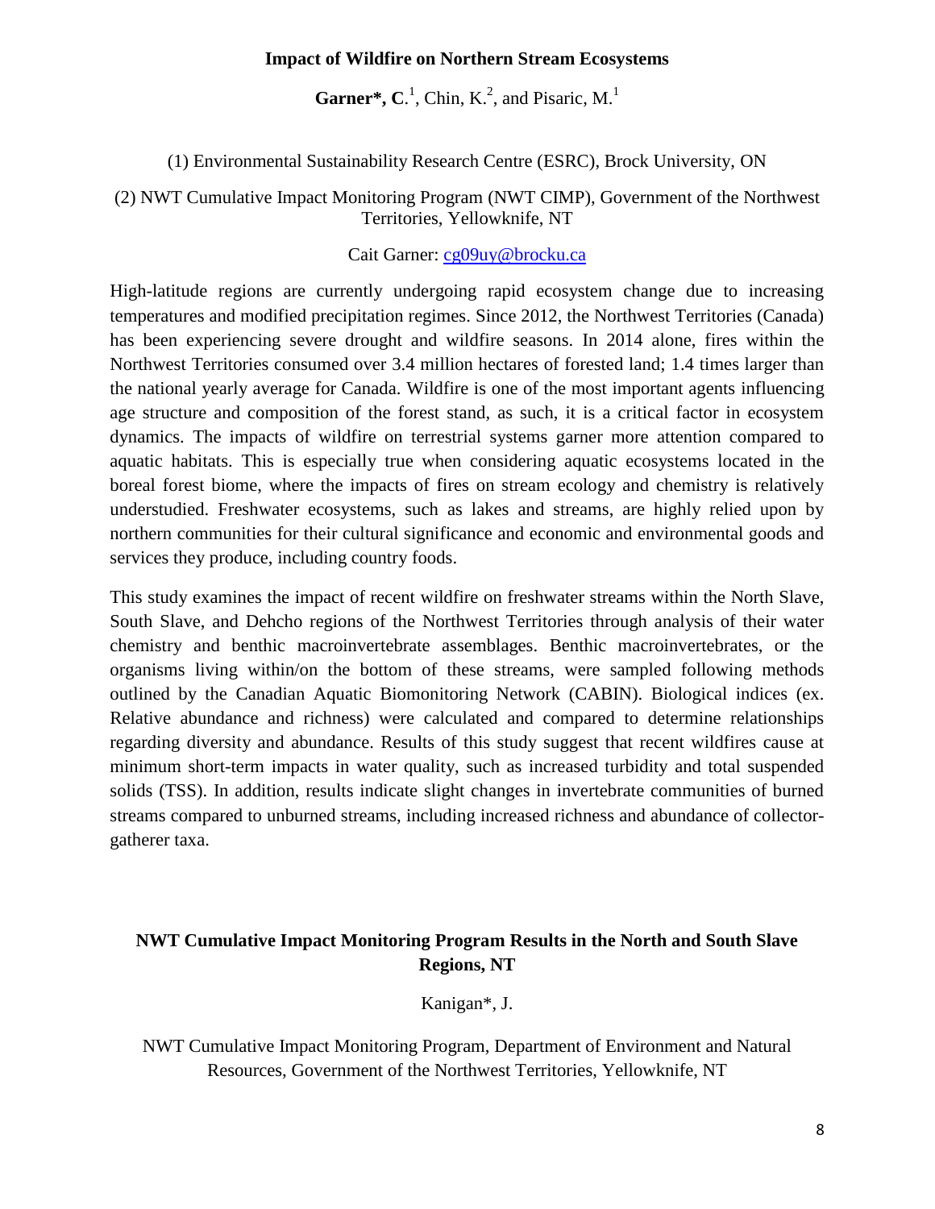## Impact of Wildfire on Northern Stream Ecosystems

**Garner\*, C.**[1], Chin, K.[2], and Pisaric, M.[1]

(1) Environmental Sustainability Research Centre (ESRC), Brock University, ON

(2) NWT Cumulative Impact Monitoring Program (NWT CIMP), Government of the Northwest Territories, Yellowknife, NT

Cait Garner: cg09uy@brocku.ca

High-latitude regions are currently undergoing rapid ecosystem change due to increasing temperatures and modified precipitation regimes. Since 2012, the Northwest Territories (Canada) has been experiencing severe drought and wildfire seasons. In 2014 alone, fires within the Northwest Territories consumed over 3.4 million hectares of forested land; 1.4 times larger than the national yearly average for Canada. Wildfire is one of the most important agents influencing age structure and composition of the forest stand, as such, it is a critical factor in ecosystem dynamics. The impacts of wildfire on terrestrial systems garner more attention compared to aquatic habitats. This is especially true when considering aquatic ecosystems located in the boreal forest biome, where the impacts of fires on stream ecology and chemistry is relatively understudied. Freshwater ecosystems, such as lakes and streams, are highly relied upon by northern communities for their cultural significance and economic and environmental goods and services they produce, including country foods.

This study examines the impact of recent wildfire on freshwater streams within the North Slave, South Slave, and Dehcho regions of the Northwest Territories through analysis of their water chemistry and benthic macroinvertebrate assemblages. Benthic macroinvertebrates, or the organisms living within/on the bottom of these streams, were sampled following methods outlined by the Canadian Aquatic Biomonitoring Network (CABIN). Biological indices (ex. Relative abundance and richness) were calculated and compared to determine relationships regarding diversity and abundance. Results of this study suggest that recent wildfires cause at minimum short-term impacts in water quality, such as increased turbidity and total suspended solids (TSS). In addition, results indicate slight changes in invertebrate communities of burned streams compared to unburned streams, including increased richness and abundance of collector-gatherer taxa.

## NWT Cumulative Impact Monitoring Program Results in the North and South Slave Regions, NT

Kanigan\*, J.

NWT Cumulative Impact Monitoring Program, Department of Environment and Natural Resources, Government of the Northwest Territories, Yellowknife, NT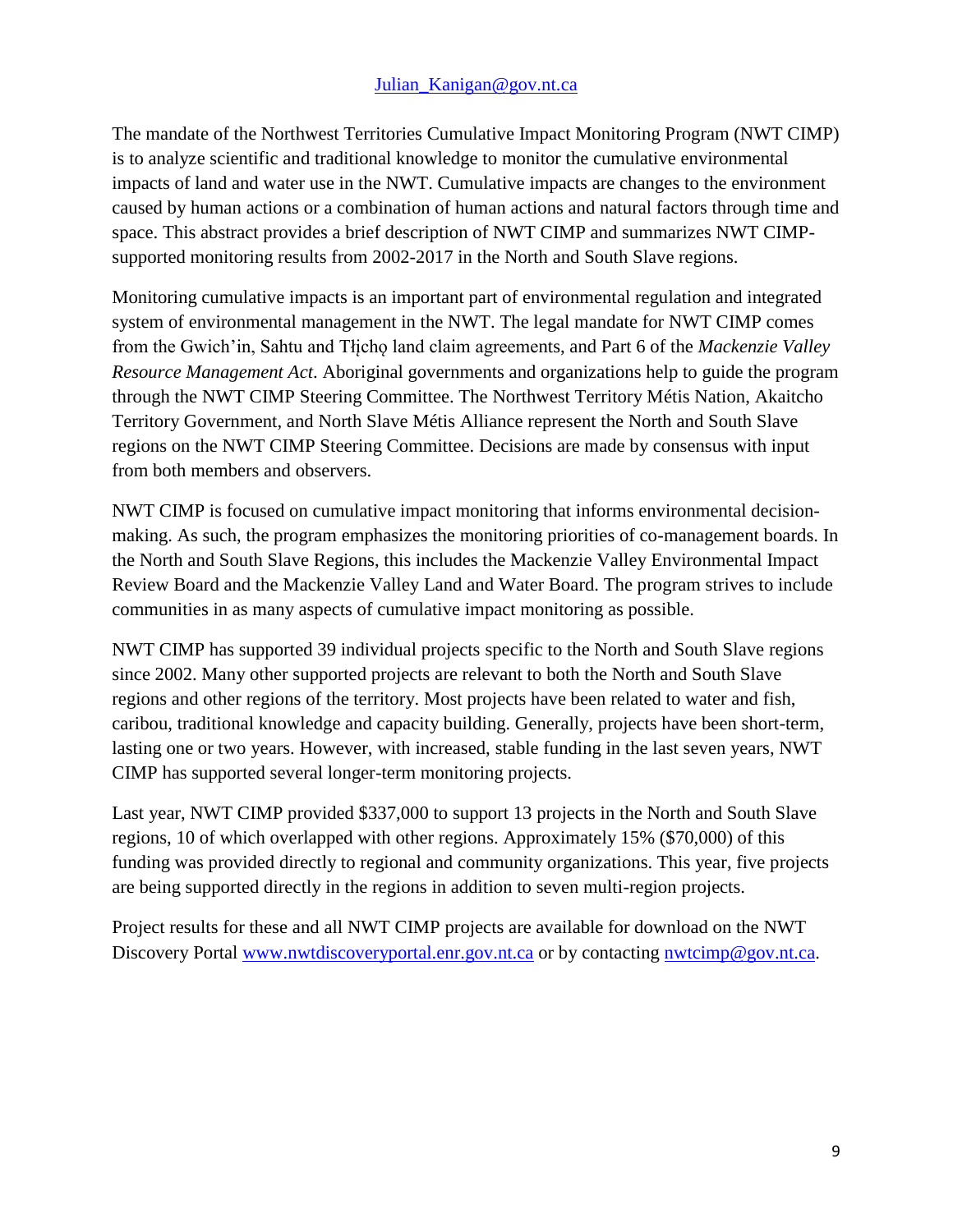Julian_Kanigan@gov.nt.ca

The mandate of the Northwest Territories Cumulative Impact Monitoring Program (NWT CIMP) is to analyze scientific and traditional knowledge to monitor the cumulative environmental impacts of land and water use in the NWT. Cumulative impacts are changes to the environment caused by human actions or a combination of human actions and natural factors through time and space. This abstract provides a brief description of NWT CIMP and summarizes NWT CIMP-supported monitoring results from 2002-2017 in the North and South Slave regions.

Monitoring cumulative impacts is an important part of environmental regulation and integrated system of environmental management in the NWT. The legal mandate for NWT CIMP comes from the Gwich'in, Sahtu and Tłı̨chǫ land claim agreements, and Part 6 of the *Mackenzie Valley Resource Management Act*. Aboriginal governments and organizations help to guide the program through the NWT CIMP Steering Committee. The Northwest Territory Métis Nation, Akaitcho Territory Government, and North Slave Métis Alliance represent the North and South Slave regions on the NWT CIMP Steering Committee. Decisions are made by consensus with input from both members and observers.

NWT CIMP is focused on cumulative impact monitoring that informs environmental decision-making. As such, the program emphasizes the monitoring priorities of co-management boards. In the North and South Slave Regions, this includes the Mackenzie Valley Environmental Impact Review Board and the Mackenzie Valley Land and Water Board. The program strives to include communities in as many aspects of cumulative impact monitoring as possible.

NWT CIMP has supported 39 individual projects specific to the North and South Slave regions since 2002. Many other supported projects are relevant to both the North and South Slave regions and other regions of the territory. Most projects have been related to water and fish, caribou, traditional knowledge and capacity building. Generally, projects have been short-term, lasting one or two years. However, with increased, stable funding in the last seven years, NWT CIMP has supported several longer-term monitoring projects.

Last year, NWT CIMP provided $337,000 to support 13 projects in the North and South Slave regions, 10 of which overlapped with other regions. Approximately 15% ($70,000) of this funding was provided directly to regional and community organizations. This year, five projects are being supported directly in the regions in addition to seven multi-region projects.

Project results for these and all NWT CIMP projects are available for download on the NWT Discovery Portal www.nwtdiscoveryportal.enr.gov.nt.ca or by contacting nwtcimp@gov.nt.ca.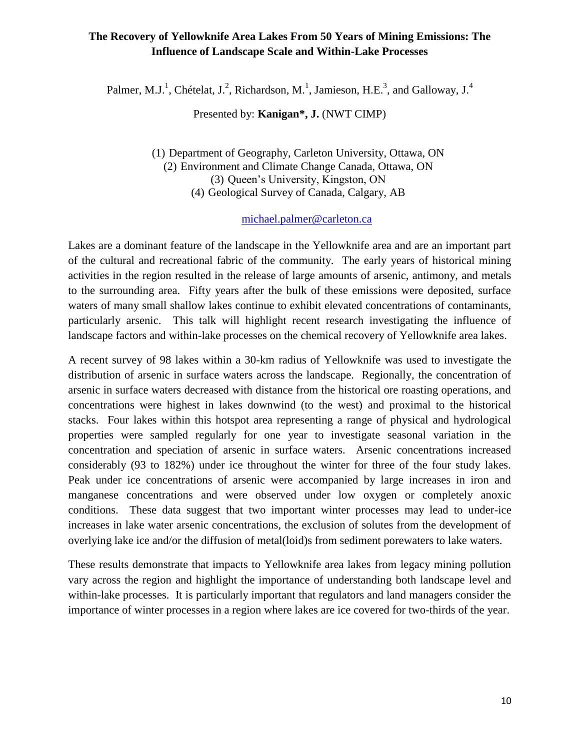# The Recovery of Yellowknife Area Lakes From 50 Years of Mining Emissions: The Influence of Landscape Scale and Within-Lake Processes

Palmer, M.J.[1], Chételat, J.[2], Richardson, M.[1], Jamieson, H.E.[3], and Galloway, J.[4]

Presented by: **Kanigan*, J.** (NWT CIMP)

(1) Department of Geography, Carleton University, Ottawa, ON
(2) Environment and Climate Change Canada, Ottawa, ON
(3) Queen's University, Kingston, ON
(4) Geological Survey of Canada, Calgary, AB

michael.palmer@carleton.ca

Lakes are a dominant feature of the landscape in the Yellowknife area and are an important part of the cultural and recreational fabric of the community. The early years of historical mining activities in the region resulted in the release of large amounts of arsenic, antimony, and metals to the surrounding area. Fifty years after the bulk of these emissions were deposited, surface waters of many small shallow lakes continue to exhibit elevated concentrations of contaminants, particularly arsenic. This talk will highlight recent research investigating the influence of landscape factors and within-lake processes on the chemical recovery of Yellowknife area lakes.

A recent survey of 98 lakes within a 30-km radius of Yellowknife was used to investigate the distribution of arsenic in surface waters across the landscape. Regionally, the concentration of arsenic in surface waters decreased with distance from the historical ore roasting operations, and concentrations were highest in lakes downwind (to the west) and proximal to the historical stacks. Four lakes within this hotspot area representing a range of physical and hydrological properties were sampled regularly for one year to investigate seasonal variation in the concentration and speciation of arsenic in surface waters. Arsenic concentrations increased considerably (93 to 182%) under ice throughout the winter for three of the four study lakes. Peak under ice concentrations of arsenic were accompanied by large increases in iron and manganese concentrations and were observed under low oxygen or completely anoxic conditions. These data suggest that two important winter processes may lead to under-ice increases in lake water arsenic concentrations, the exclusion of solutes from the development of overlying lake ice and/or the diffusion of metal(loid)s from sediment porewaters to lake waters.

These results demonstrate that impacts to Yellowknife area lakes from legacy mining pollution vary across the region and highlight the importance of understanding both landscape level and within-lake processes. It is particularly important that regulators and land managers consider the importance of winter processes in a region where lakes are ice covered for two-thirds of the year.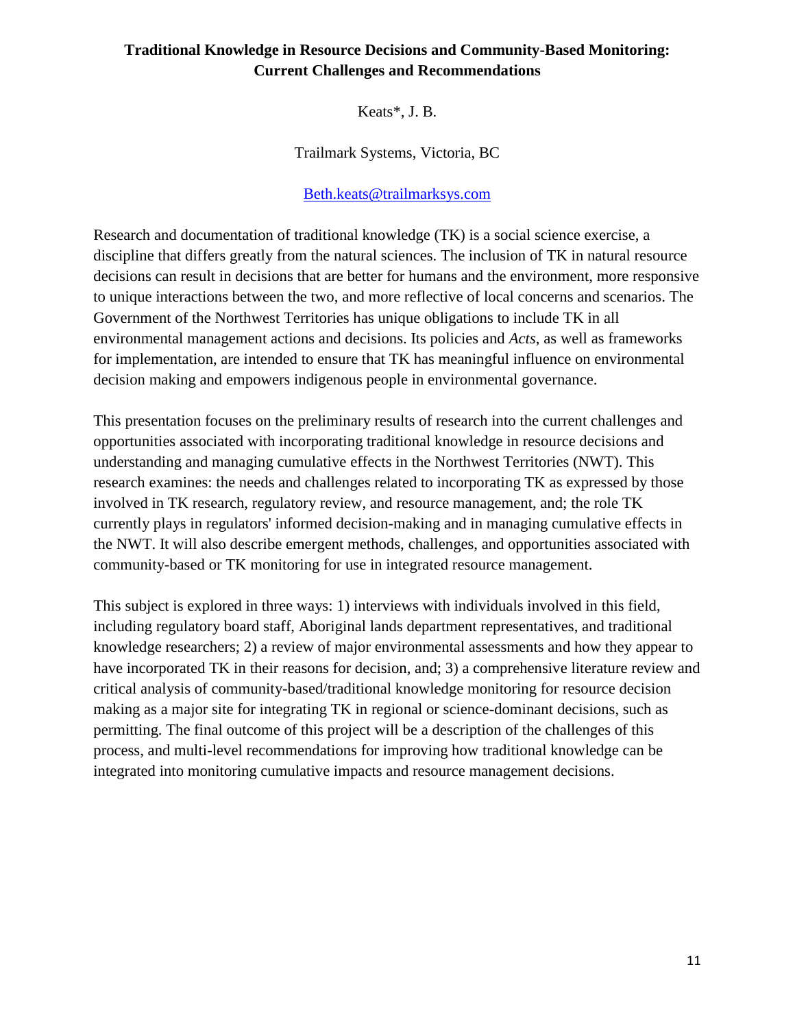# Traditional Knowledge in Resource Decisions and Community-Based Monitoring: Current Challenges and Recommendations

Keats*, J. B.

Trailmark Systems, Victoria, BC

Beth.keats@trailmarksys.com

Research and documentation of traditional knowledge (TK) is a social science exercise, a discipline that differs greatly from the natural sciences. The inclusion of TK in natural resource decisions can result in decisions that are better for humans and the environment, more responsive to unique interactions between the two, and more reflective of local concerns and scenarios. The Government of the Northwest Territories has unique obligations to include TK in all environmental management actions and decisions. Its policies and *Acts*, as well as frameworks for implementation, are intended to ensure that TK has meaningful influence on environmental decision making and empowers indigenous people in environmental governance.

This presentation focuses on the preliminary results of research into the current challenges and opportunities associated with incorporating traditional knowledge in resource decisions and understanding and managing cumulative effects in the Northwest Territories (NWT). This research examines: the needs and challenges related to incorporating TK as expressed by those involved in TK research, regulatory review, and resource management, and; the role TK currently plays in regulators' informed decision-making and in managing cumulative effects in the NWT. It will also describe emergent methods, challenges, and opportunities associated with community-based or TK monitoring for use in integrated resource management.

This subject is explored in three ways: 1) interviews with individuals involved in this field, including regulatory board staff, Aboriginal lands department representatives, and traditional knowledge researchers; 2) a review of major environmental assessments and how they appear to have incorporated TK in their reasons for decision, and; 3) a comprehensive literature review and critical analysis of community-based/traditional knowledge monitoring for resource decision making as a major site for integrating TK in regional or science-dominant decisions, such as permitting. The final outcome of this project will be a description of the challenges of this process, and multi-level recommendations for improving how traditional knowledge can be integrated into monitoring cumulative impacts and resource management decisions.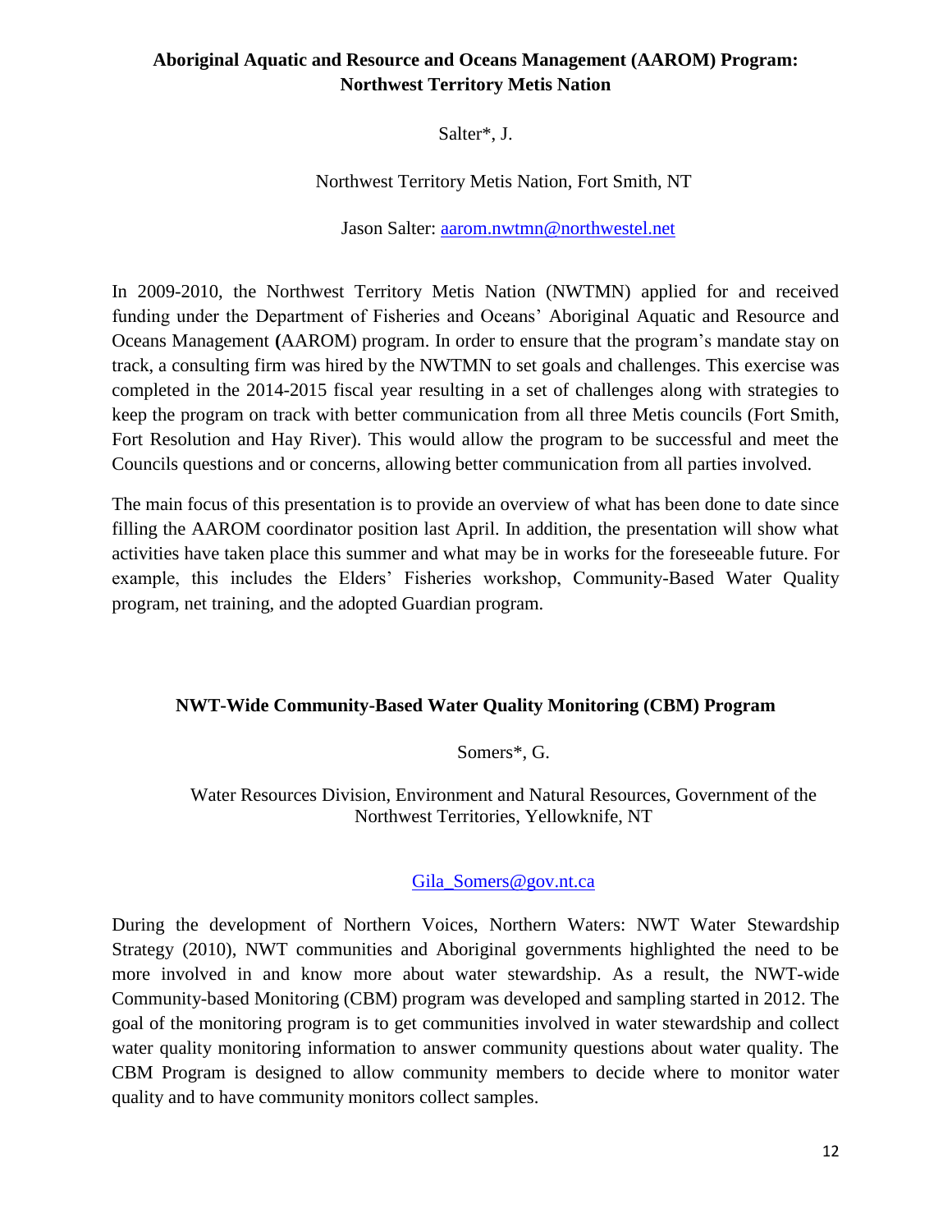## Aboriginal Aquatic and Resource and Oceans Management (AAROM) Program: Northwest Territory Metis Nation

Salter*, J.

Northwest Territory Metis Nation, Fort Smith, NT

Jason Salter: aarom.nwtmn@northwestel.net

In 2009-2010, the Northwest Territory Metis Nation (NWTMN) applied for and received funding under the Department of Fisheries and Oceans' Aboriginal Aquatic and Resource and Oceans Management **(**AAROM) program. In order to ensure that the program's mandate stay on track, a consulting firm was hired by the NWTMN to set goals and challenges. This exercise was completed in the 2014-2015 fiscal year resulting in a set of challenges along with strategies to keep the program on track with better communication from all three Metis councils (Fort Smith, Fort Resolution and Hay River). This would allow the program to be successful and meet the Councils questions and or concerns, allowing better communication from all parties involved.

The main focus of this presentation is to provide an overview of what has been done to date since filling the AAROM coordinator position last April. In addition, the presentation will show what activities have taken place this summer and what may be in works for the foreseeable future. For example, this includes the Elders' Fisheries workshop, Community-Based Water Quality program, net training, and the adopted Guardian program.

## NWT-Wide Community-Based Water Quality Monitoring (CBM) Program

Somers*, G.

Water Resources Division, Environment and Natural Resources, Government of the Northwest Territories, Yellowknife, NT

Gila_Somers@gov.nt.ca

During the development of Northern Voices, Northern Waters: NWT Water Stewardship Strategy (2010), NWT communities and Aboriginal governments highlighted the need to be more involved in and know more about water stewardship. As a result, the NWT-wide Community-based Monitoring (CBM) program was developed and sampling started in 2012. The goal of the monitoring program is to get communities involved in water stewardship and collect water quality monitoring information to answer community questions about water quality. The CBM Program is designed to allow community members to decide where to monitor water quality and to have community monitors collect samples.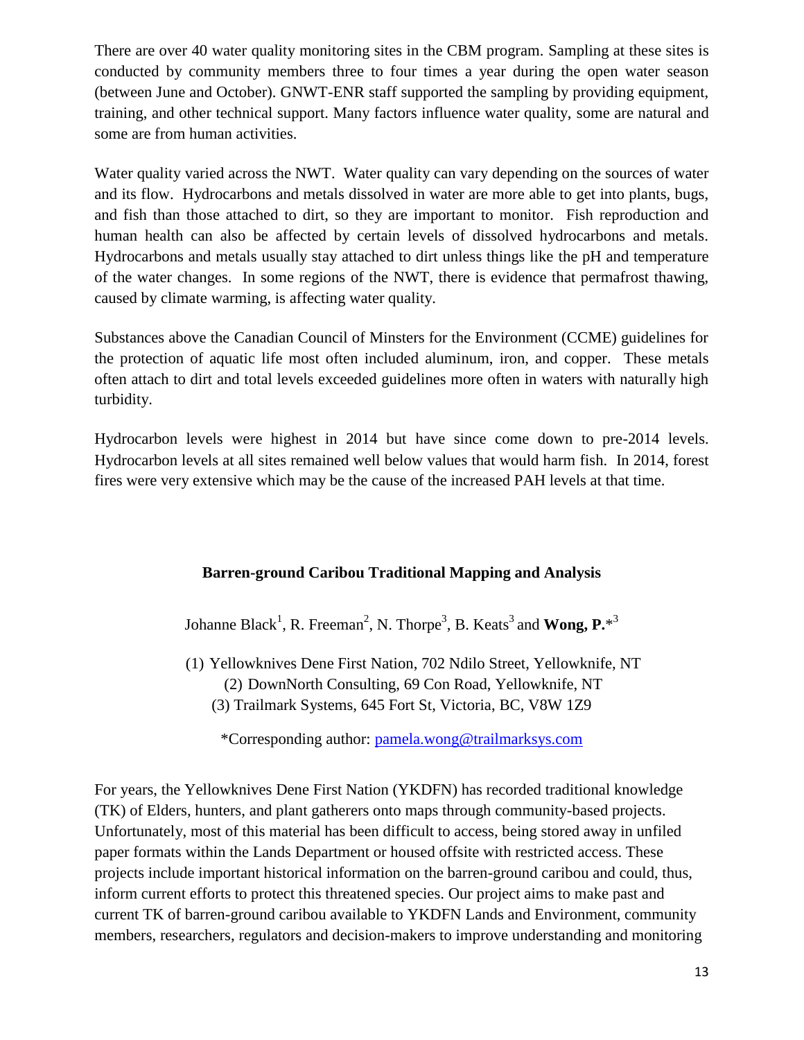There are over 40 water quality monitoring sites in the CBM program. Sampling at these sites is conducted by community members three to four times a year during the open water season (between June and October). GNWT-ENR staff supported the sampling by providing equipment, training, and other technical support. Many factors influence water quality, some are natural and some are from human activities.

Water quality varied across the NWT. Water quality can vary depending on the sources of water and its flow. Hydrocarbons and metals dissolved in water are more able to get into plants, bugs, and fish than those attached to dirt, so they are important to monitor. Fish reproduction and human health can also be affected by certain levels of dissolved hydrocarbons and metals. Hydrocarbons and metals usually stay attached to dirt unless things like the pH and temperature of the water changes. In some regions of the NWT, there is evidence that permafrost thawing, caused by climate warming, is affecting water quality.

Substances above the Canadian Council of Minsters for the Environment (CCME) guidelines for the protection of aquatic life most often included aluminum, iron, and copper. These metals often attach to dirt and total levels exceeded guidelines more often in waters with naturally high turbidity.

Hydrocarbon levels were highest in 2014 but have since come down to pre-2014 levels. Hydrocarbon levels at all sites remained well below values that would harm fish. In 2014, forest fires were very extensive which may be the cause of the increased PAH levels at that time.

## Barren-ground Caribou Traditional Mapping and Analysis

Johanne Black[1], R. Freeman[2], N. Thorpe[3], B. Keats[3] and **Wong, P.***[3]

(1) Yellowknives Dene First Nation, 702 Ndilo Street, Yellowknife, NT
(2) DownNorth Consulting, 69 Con Road, Yellowknife, NT
(3) Trailmark Systems, 645 Fort St, Victoria, BC, V8W 1Z9

*Corresponding author: pamela.wong@trailmarksys.com

For years, the Yellowknives Dene First Nation (YKDFN) has recorded traditional knowledge (TK) of Elders, hunters, and plant gatherers onto maps through community-based projects. Unfortunately, most of this material has been difficult to access, being stored away in unfiled paper formats within the Lands Department or housed offsite with restricted access. These projects include important historical information on the barren-ground caribou and could, thus, inform current efforts to protect this threatened species. Our project aims to make past and current TK of barren-ground caribou available to YKDFN Lands and Environment, community members, researchers, regulators and decision-makers to improve understanding and monitoring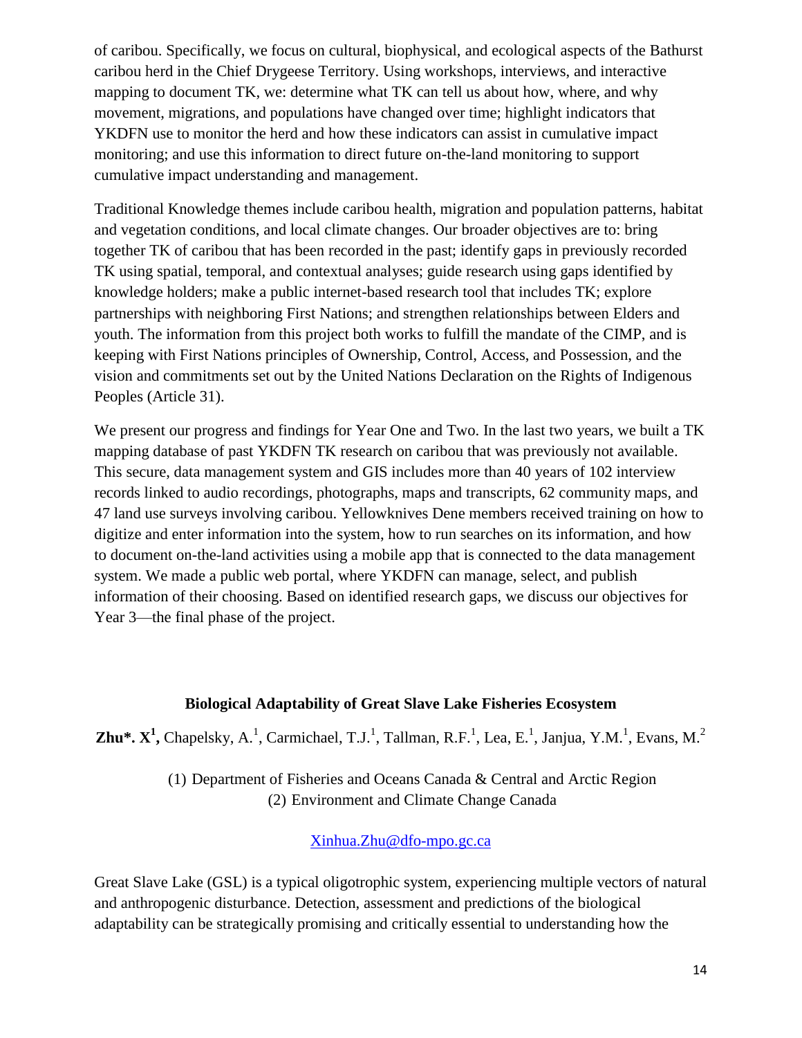of caribou. Specifically, we focus on cultural, biophysical, and ecological aspects of the Bathurst caribou herd in the Chief Drygeese Territory. Using workshops, interviews, and interactive mapping to document TK, we: determine what TK can tell us about how, where, and why movement, migrations, and populations have changed over time; highlight indicators that YKDFN use to monitor the herd and how these indicators can assist in cumulative impact monitoring; and use this information to direct future on-the-land monitoring to support cumulative impact understanding and management.

Traditional Knowledge themes include caribou health, migration and population patterns, habitat and vegetation conditions, and local climate changes. Our broader objectives are to: bring together TK of caribou that has been recorded in the past; identify gaps in previously recorded TK using spatial, temporal, and contextual analyses; guide research using gaps identified by knowledge holders; make a public internet-based research tool that includes TK; explore partnerships with neighboring First Nations; and strengthen relationships between Elders and youth. The information from this project both works to fulfill the mandate of the CIMP, and is keeping with First Nations principles of Ownership, Control, Access, and Possession, and the vision and commitments set out by the United Nations Declaration on the Rights of Indigenous Peoples (Article 31).

We present our progress and findings for Year One and Two. In the last two years, we built a TK mapping database of past YKDFN TK research on caribou that was previously not available. This secure, data management system and GIS includes more than 40 years of 102 interview records linked to audio recordings, photographs, maps and transcripts, 62 community maps, and 47 land use surveys involving caribou. Yellowknives Dene members received training on how to digitize and enter information into the system, how to run searches on its information, and how to document on-the-land activities using a mobile app that is connected to the data management system. We made a public web portal, where YKDFN can manage, select, and publish information of their choosing. Based on identified research gaps, we discuss our objectives for Year 3—the final phase of the project.

### Biological Adaptability of Great Slave Lake Fisheries Ecosystem

**Zhu\*. X[1],** Chapelsky, A.[1], Carmichael, T.J.[1], Tallman, R.F.[1], Lea, E.[1], Janjua, Y.M.[1], Evans, M.[2]

(1) Department of Fisheries and Oceans Canada & Central and Arctic Region
(2) Environment and Climate Change Canada

Xinhua.Zhu@dfo-mpo.gc.ca

Great Slave Lake (GSL) is a typical oligotrophic system, experiencing multiple vectors of natural and anthropogenic disturbance. Detection, assessment and predictions of the biological adaptability can be strategically promising and critically essential to understanding how the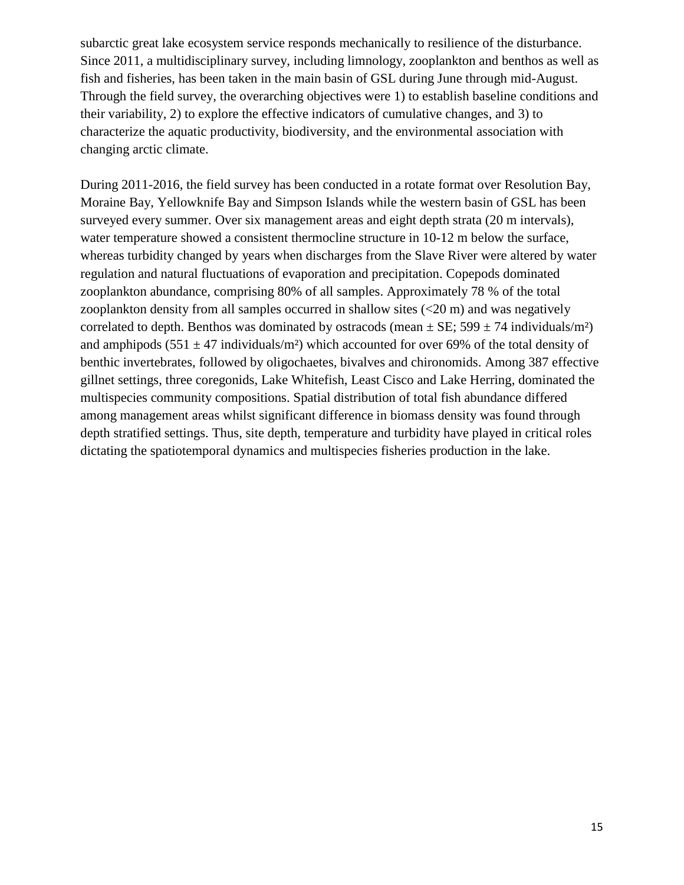subarctic great lake ecosystem service responds mechanically to resilience of the disturbance. Since 2011, a multidisciplinary survey, including limnology, zooplankton and benthos as well as fish and fisheries, has been taken in the main basin of GSL during June through mid-August. Through the field survey, the overarching objectives were 1) to establish baseline conditions and their variability, 2) to explore the effective indicators of cumulative changes, and 3) to characterize the aquatic productivity, biodiversity, and the environmental association with changing arctic climate.

During 2011-2016, the field survey has been conducted in a rotate format over Resolution Bay, Moraine Bay, Yellowknife Bay and Simpson Islands while the western basin of GSL has been surveyed every summer. Over six management areas and eight depth strata (20 m intervals), water temperature showed a consistent thermocline structure in 10-12 m below the surface, whereas turbidity changed by years when discharges from the Slave River were altered by water regulation and natural fluctuations of evaporation and precipitation. Copepods dominated zooplankton abundance, comprising 80% of all samples. Approximately 78 % of the total zooplankton density from all samples occurred in shallow sites (<20 m) and was negatively correlated to depth. Benthos was dominated by ostracods (mean ± SE; 599 ± 74 individuals/m$^2$) and amphipods (551 ± 47 individuals/m$^2$) which accounted for over 69% of the total density of benthic invertebrates, followed by oligochaetes, bivalves and chironomids. Among 387 effective gillnet settings, three coregonids, Lake Whitefish, Least Cisco and Lake Herring, dominated the multispecies community compositions. Spatial distribution of total fish abundance differed among management areas whilst significant difference in biomass density was found through depth stratified settings. Thus, site depth, temperature and turbidity have played in critical roles dictating the spatiotemporal dynamics and multispecies fisheries production in the lake.